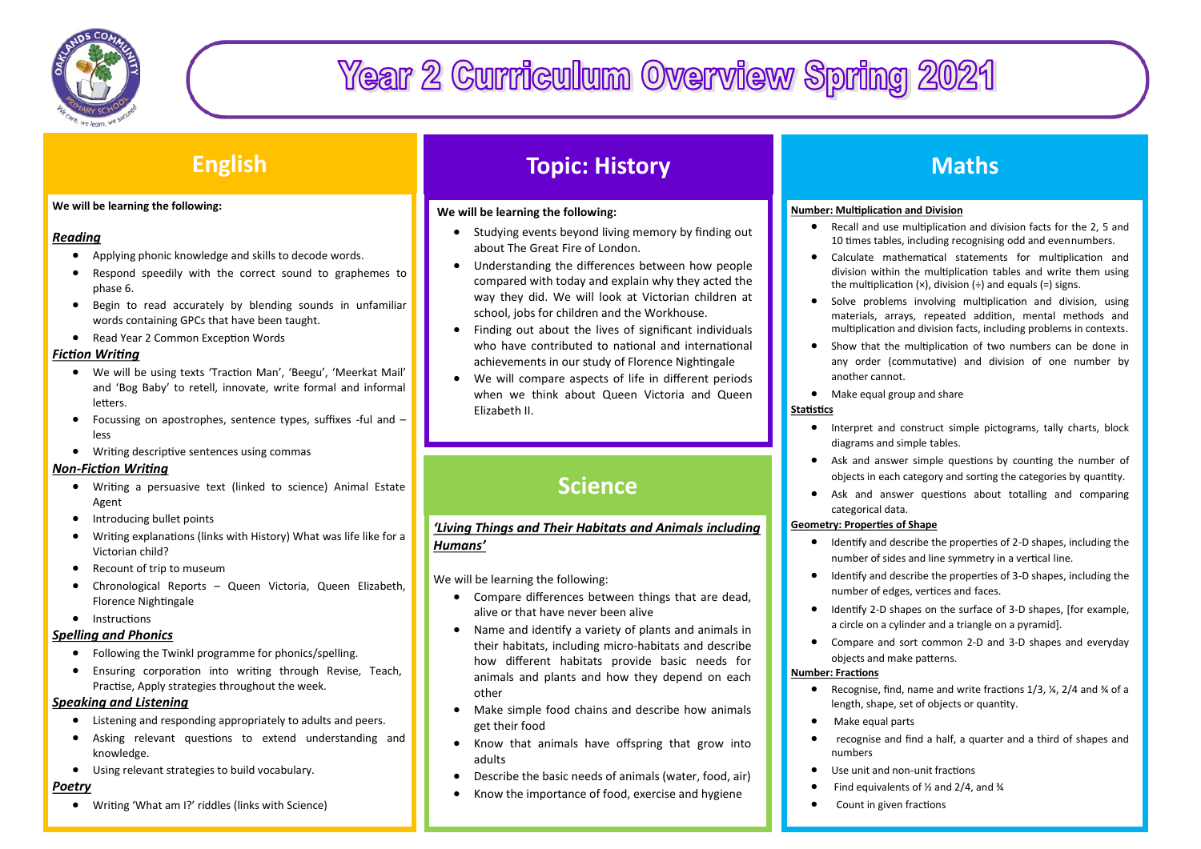# Year 2 Curriculum Overview Spring 2021

## English

**We will be learning the following:**

### *Reading*

- Applying phonic knowledge and skills to decode words.
- Respond speedily with the correct sound to graphemes to phase 6.
- Begin to read accurately by blending sounds in unfamiliar words containing GPCs that have been taught.
- Read Year 2 Common Exception Words

### *Fiction Writing*

- We will be using texts 'Traction Man', 'Beegu', 'Meerkat Mail' and 'Bog Baby' to retell, innovate, write formal and informal letters.
- Focussing on apostrophes, sentence types, suffixes -ful and –less
- Writing descriptive sentences using commas

### *Non-Fiction Writing*

- Writing a persuasive text (linked to science) Animal Estate Agent
- Introducing bullet points
- Writing explanations (links with History) What was life like for a Victorian child?
- Recount of trip to museum
- Chronological Reports – Queen Victoria, Queen Elizabeth, Florence Nightingale
- Instructions

### *Spelling and Phonics*

- Following the Twinkl programme for phonics/spelling.
- Ensuring corporation into writing through Revise, Teach, Practise, Apply strategies throughout the week.

### *Speaking and Listening*

- Listening and responding appropriately to adults and peers.
- Asking relevant questions to extend understanding and knowledge.
- Using relevant strategies to build vocabulary.

### *Poetry*

- Writing 'What am I?' riddles (links with Science)

## Topic: History

**We will be learning the following:**

- Studying events beyond living memory by finding out about The Great Fire of London.
- Understanding the differences between how people compared with today and explain why they acted the way they did. We will look at Victorian children at school, jobs for children and the Workhouse.
- Finding out about the lives of significant individuals who have contributed to national and international achievements in our study of Florence Nightingale
- We will compare aspects of life in different periods when we think about Queen Victoria and Queen Elizabeth II.

## Science

***'Living Things and Their Habitats and Animals including Humans'***

We will be learning the following:

- Compare differences between things that are dead, alive or that have never been alive
- Name and identify a variety of plants and animals in their habitats, including micro-habitats and describe how different habitats provide basic needs for animals and plants and how they depend on each other
- Make simple food chains and describe how animals get their food
- Know that animals have offspring that grow into adults
- Describe the basic needs of animals (water, food, air)
- Know the importance of food, exercise and hygiene

## Maths

**Number: Multiplication and Division**

- Recall and use multiplication and division facts for the 2, 5 and 10 times tables, including recognising odd and even numbers.
- Calculate mathematical statements for multiplication and division within the multiplication tables and write them using the multiplication (×), division (÷) and equals (=) signs.
- Solve problems involving multiplication and division, using materials, arrays, repeated addition, mental methods and multiplication and division facts, including problems in contexts.
- Show that the multiplication of two numbers can be done in any order (commutative) and division of one number by another cannot.
- Make equal group and share

**Statistics**

- Interpret and construct simple pictograms, tally charts, block diagrams and simple tables.
- Ask and answer simple questions by counting the number of objects in each category and sorting the categories by quantity.
- Ask and answer questions about totalling and comparing categorical data.

**Geometry: Properties of Shape**

- Identify and describe the properties of 2-D shapes, including the number of sides and line symmetry in a vertical line.
- Identify and describe the properties of 3-D shapes, including the number of edges, vertices and faces.
- Identify 2-D shapes on the surface of 3-D shapes, [for example, a circle on a cylinder and a triangle on a pyramid].
- Compare and sort common 2-D and 3-D shapes and everyday objects and make patterns.

**Number: Fractions**

- Recognise, find, name and write fractions 1/3, ¼, 2/4 and ¾ of a length, shape, set of objects or quantity.
- Make equal parts
- recognise and find a half, a quarter and a third of shapes and numbers
- Use unit and non-unit fractions
- Find equivalents of ½ and 2/4, and ¾
- Count in given fractions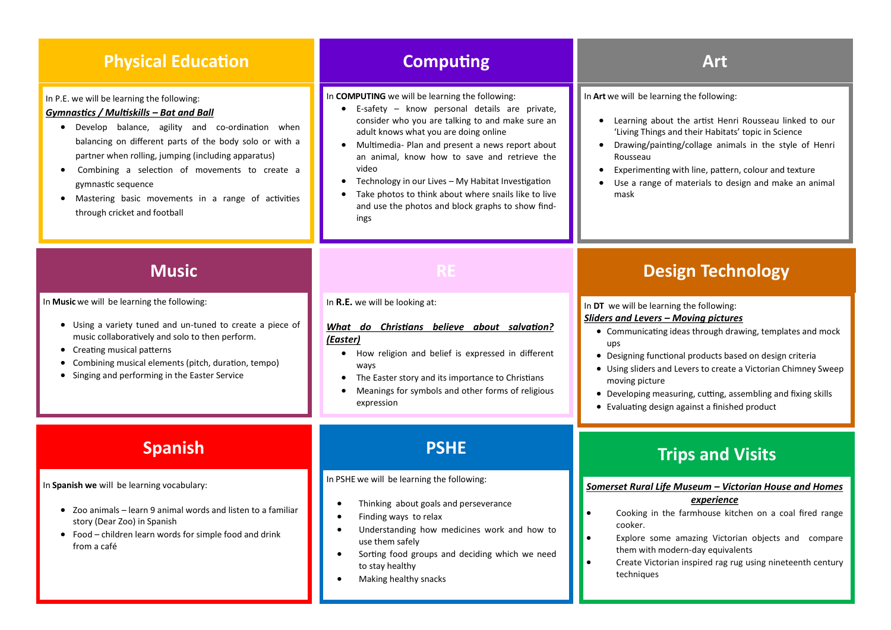## Physical Education

In P.E. we will be learning the following:

***Gymnastics / Multiskills – Bat and Ball***

- Develop balance, agility and co-ordination when balancing on different parts of the body solo or with a partner when rolling, jumping (including apparatus)
- Combining a selection of movements to create a gymnastic sequence
- Mastering basic movements in a range of activities through cricket and football

## Computing

In **COMPUTING** we will be learning the following:

- E-safety – know personal details are private, consider who you are talking to and make sure an adult knows what you are doing online
- Multimedia- Plan and present a news report about an animal, know how to save and retrieve the video
- Technology in our Lives – My Habitat Investigation
- Take photos to think about where snails like to live and use the photos and block graphs to show findings

## Art

In **Art** we will be learning the following:

- Learning about the artist Henri Rousseau linked to our 'Living Things and their Habitats' topic in Science
- Drawing/painting/collage animals in the style of Henri Rousseau
- Experimenting with line, pattern, colour and texture
- Use a range of materials to design and make an animal mask

## Music

In **Music** we will be learning the following:

- Using a variety tuned and un-tuned to create a piece of music collaboratively and solo to then perform.
- Creating musical patterns
- Combining musical elements (pitch, duration, tempo)
- Singing and performing in the Easter Service

## RE

In **R.E.** we will be looking at:

***What do Christians believe about salvation? (Easter)***

- How religion and belief is expressed in different ways
- The Easter story and its importance to Christians
- Meanings for symbols and other forms of religious expression

## Design Technology

In **DT** we will be learning the following:

***Sliders and Levers – Moving pictures***

- Communicating ideas through drawing, templates and mock ups
- Designing functional products based on design criteria
- Using sliders and Levers to create a Victorian Chimney Sweep moving picture
- Developing measuring, cutting, assembling and fixing skills
- Evaluating design against a finished product

## Spanish

In **Spanish we** will be learning vocabulary:

- Zoo animals – learn 9 animal words and listen to a familiar story (Dear Zoo) in Spanish
- Food – children learn words for simple food and drink from a café

## PSHE

In PSHE we will be learning the following:

- Thinking about goals and perseverance
- Finding ways to relax
- Understanding how medicines work and how to use them safely
- Sorting food groups and deciding which we need to stay healthy
- Making healthy snacks

## Trips and Visits

***Somerset Rural Life Museum – Victorian House and Homes experience***

- Cooking in the farmhouse kitchen on a coal fired range cooker.
- Explore some amazing Victorian objects and compare them with modern-day equivalents
- Create Victorian inspired rag rug using nineteenth century techniques